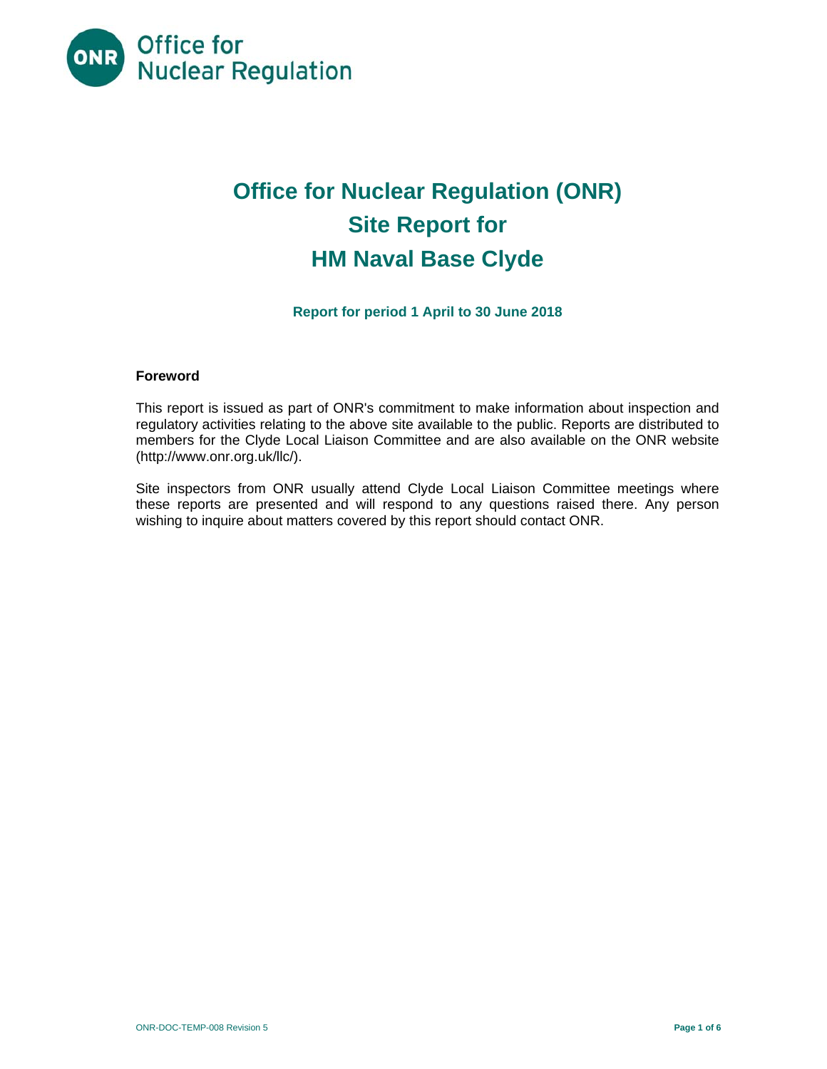# Office for Nuclear Regulation (ONR)
# Site Report for
# HM Naval Base Clyde

**Report for period 1 April to 30 June 2018**

**Foreword**

This report is issued as part of ONR's commitment to make information about inspection and regulatory activities relating to the above site available to the public. Reports are distributed to members for the Clyde Local Liaison Committee and are also available on the ONR website (http://www.onr.org.uk/llc/).

Site inspectors from ONR usually attend Clyde Local Liaison Committee meetings where these reports are presented and will respond to any questions raised there. Any person wishing to inquire about matters covered by this report should contact ONR.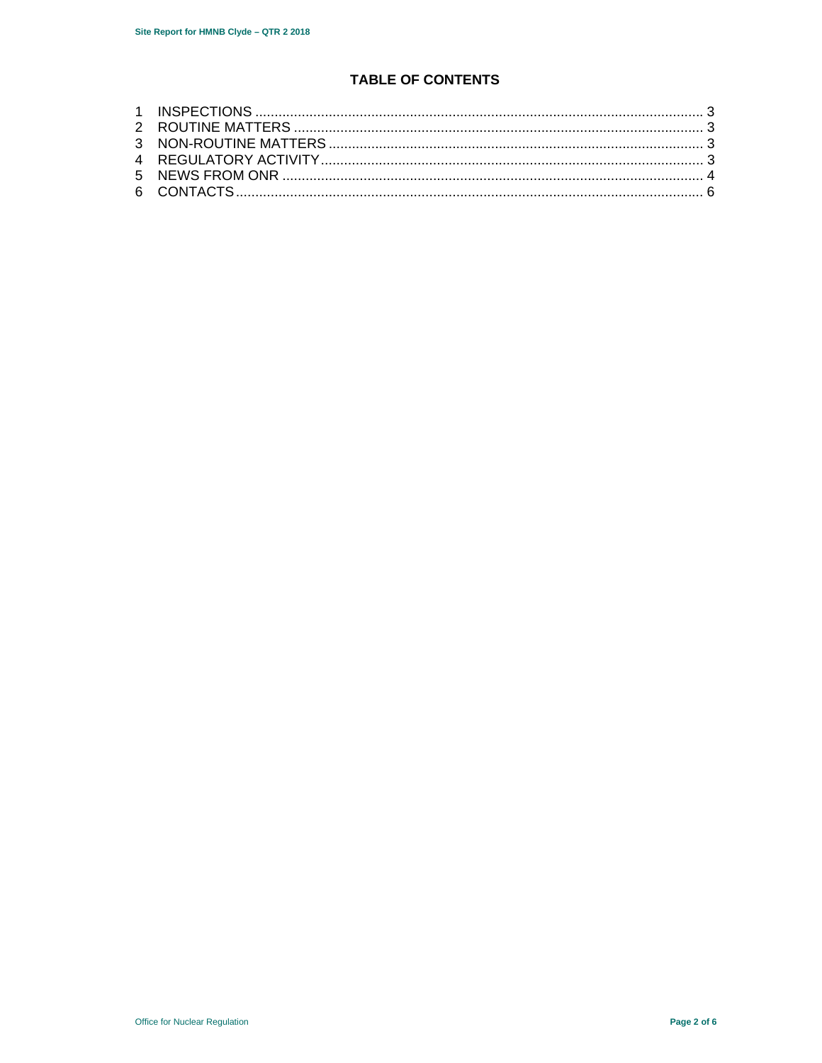# TABLE OF CONTENTS

1 INSPECTIONS .......... 3
2 ROUTINE MATTERS .......... 3
3 NON-ROUTINE MATTERS .......... 3
4 REGULATORY ACTIVITY .......... 3
5 NEWS FROM ONR .......... 4
6 CONTACTS .......... 6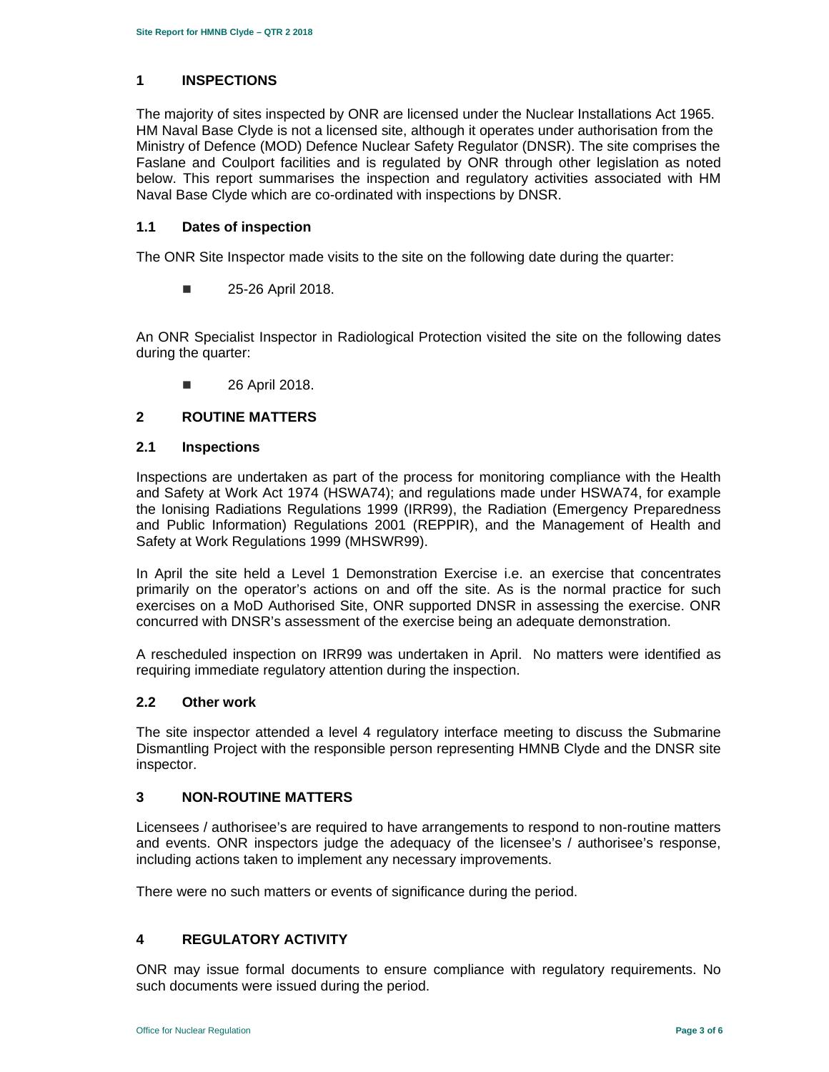## 1 INSPECTIONS

The majority of sites inspected by ONR are licensed under the Nuclear Installations Act 1965. HM Naval Base Clyde is not a licensed site, although it operates under authorisation from the Ministry of Defence (MOD) Defence Nuclear Safety Regulator (DNSR). The site comprises the Faslane and Coulport facilities and is regulated by ONR through other legislation as noted below. This report summarises the inspection and regulatory activities associated with HM Naval Base Clyde which are co-ordinated with inspections by DNSR.

### 1.1 Dates of inspection

The ONR Site Inspector made visits to the site on the following date during the quarter:

- 25-26 April 2018.

An ONR Specialist Inspector in Radiological Protection visited the site on the following dates during the quarter:

- 26 April 2018.

## 2 ROUTINE MATTERS

### 2.1 Inspections

Inspections are undertaken as part of the process for monitoring compliance with the Health and Safety at Work Act 1974 (HSWA74); and regulations made under HSWA74, for example the Ionising Radiations Regulations 1999 (IRR99), the Radiation (Emergency Preparedness and Public Information) Regulations 2001 (REPPIR), and the Management of Health and Safety at Work Regulations 1999 (MHSWR99).

In April the site held a Level 1 Demonstration Exercise i.e. an exercise that concentrates primarily on the operator's actions on and off the site. As is the normal practice for such exercises on a MoD Authorised Site, ONR supported DNSR in assessing the exercise. ONR concurred with DNSR's assessment of the exercise being an adequate demonstration.

A rescheduled inspection on IRR99 was undertaken in April. No matters were identified as requiring immediate regulatory attention during the inspection.

### 2.2 Other work

The site inspector attended a level 4 regulatory interface meeting to discuss the Submarine Dismantling Project with the responsible person representing HMNB Clyde and the DNSR site inspector.

## 3 NON-ROUTINE MATTERS

Licensees / authorisee's are required to have arrangements to respond to non-routine matters and events. ONR inspectors judge the adequacy of the licensee's / authorisee's response, including actions taken to implement any necessary improvements.

There were no such matters or events of significance during the period.

## 4 REGULATORY ACTIVITY

ONR may issue formal documents to ensure compliance with regulatory requirements. No such documents were issued during the period.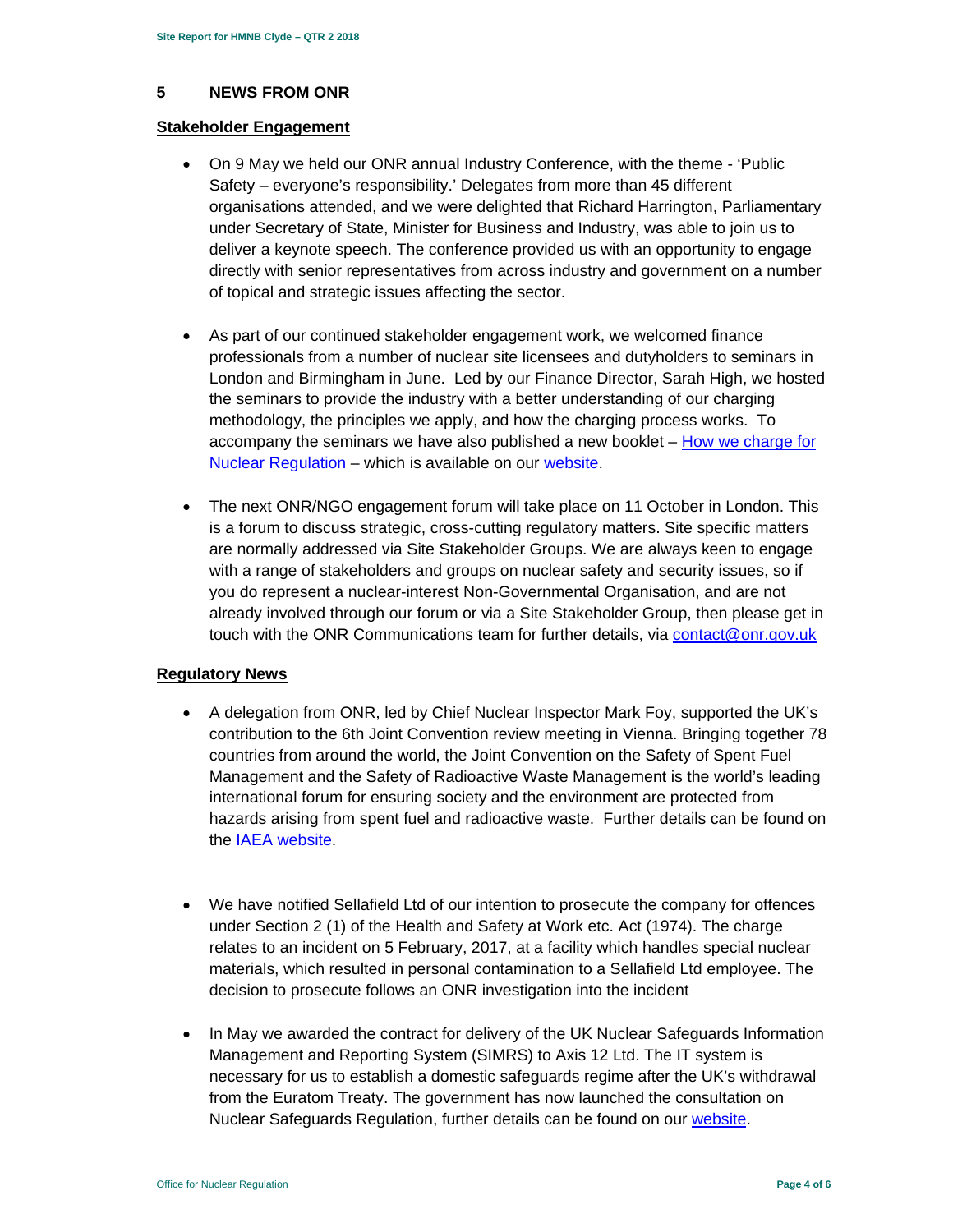## 5 NEWS FROM ONR

**Stakeholder Engagement**

- On 9 May we held our ONR annual Industry Conference, with the theme - 'Public Safety – everyone's responsibility.' Delegates from more than 45 different organisations attended, and we were delighted that Richard Harrington, Parliamentary under Secretary of State, Minister for Business and Industry, was able to join us to deliver a keynote speech. The conference provided us with an opportunity to engage directly with senior representatives from across industry and government on a number of topical and strategic issues affecting the sector.

- As part of our continued stakeholder engagement work, we welcomed finance professionals from a number of nuclear site licensees and dutyholders to seminars in London and Birmingham in June. Led by our Finance Director, Sarah High, we hosted the seminars to provide the industry with a better understanding of our charging methodology, the principles we apply, and how the charging process works. To accompany the seminars we have also published a new booklet – [How we charge for Nuclear Regulation]() – which is available on our [website]().

- The next ONR/NGO engagement forum will take place on 11 October in London. This is a forum to discuss strategic, cross-cutting regulatory matters. Site specific matters are normally addressed via Site Stakeholder Groups. We are always keen to engage with a range of stakeholders and groups on nuclear safety and security issues, so if you do represent a nuclear-interest Non-Governmental Organisation, and are not already involved through our forum or via a Site Stakeholder Group, then please get in touch with the ONR Communications team for further details, via [contact@onr.gov.uk](mailto:contact@onr.gov.uk)

**Regulatory News**

- A delegation from ONR, led by Chief Nuclear Inspector Mark Foy, supported the UK's contribution to the 6th Joint Convention review meeting in Vienna. Bringing together 78 countries from around the world, the Joint Convention on the Safety of Spent Fuel Management and the Safety of Radioactive Waste Management is the world's leading international forum for ensuring society and the environment are protected from hazards arising from spent fuel and radioactive waste. Further details can be found on the [IAEA website]().

- We have notified Sellafield Ltd of our intention to prosecute the company for offences under Section 2 (1) of the Health and Safety at Work etc. Act (1974). The charge relates to an incident on 5 February, 2017, at a facility which handles special nuclear materials, which resulted in personal contamination to a Sellafield Ltd employee. The decision to prosecute follows an ONR investigation into the incident

- In May we awarded the contract for delivery of the UK Nuclear Safeguards Information Management and Reporting System (SIMRS) to Axis 12 Ltd. The IT system is necessary for us to establish a domestic safeguards regime after the UK's withdrawal from the Euratom Treaty. The government has now launched the consultation on Nuclear Safeguards Regulation, further details can be found on our [website]().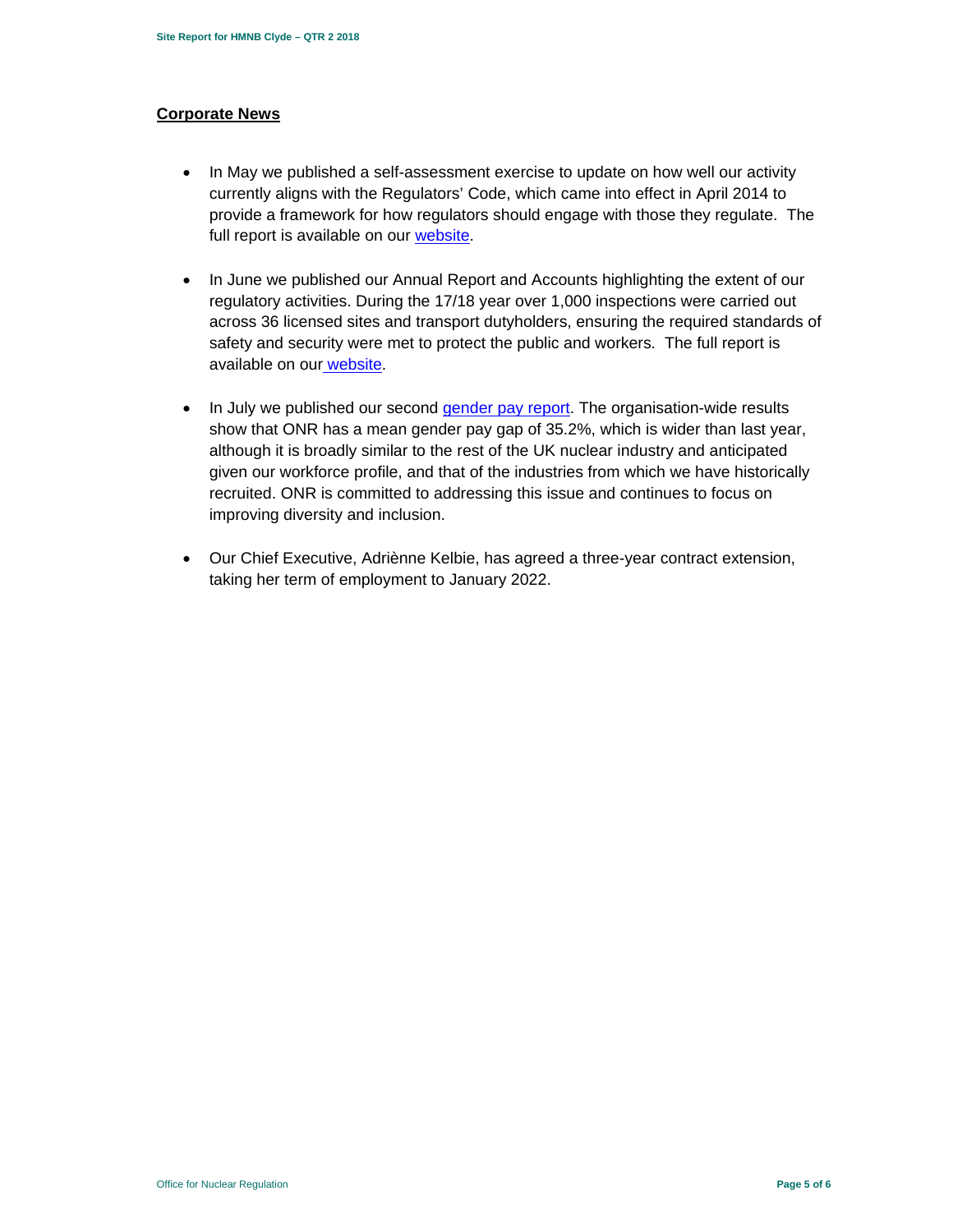## Corporate News

- In May we published a self-assessment exercise to update on how well our activity currently aligns with the Regulators' Code, which came into effect in April 2014 to provide a framework for how regulators should engage with those they regulate. The full report is available on our website.

- In June we published our Annual Report and Accounts highlighting the extent of our regulatory activities. During the 17/18 year over 1,000 inspections were carried out across 36 licensed sites and transport dutyholders, ensuring the required standards of safety and security were met to protect the public and workers. The full report is available on our website.

- In July we published our second gender pay report. The organisation-wide results show that ONR has a mean gender pay gap of 35.2%, which is wider than last year, although it is broadly similar to the rest of the UK nuclear industry and anticipated given our workforce profile, and that of the industries from which we have historically recruited. ONR is committed to addressing this issue and continues to focus on improving diversity and inclusion.

- Our Chief Executive, Adriènne Kelbie, has agreed a three-year contract extension, taking her term of employment to January 2022.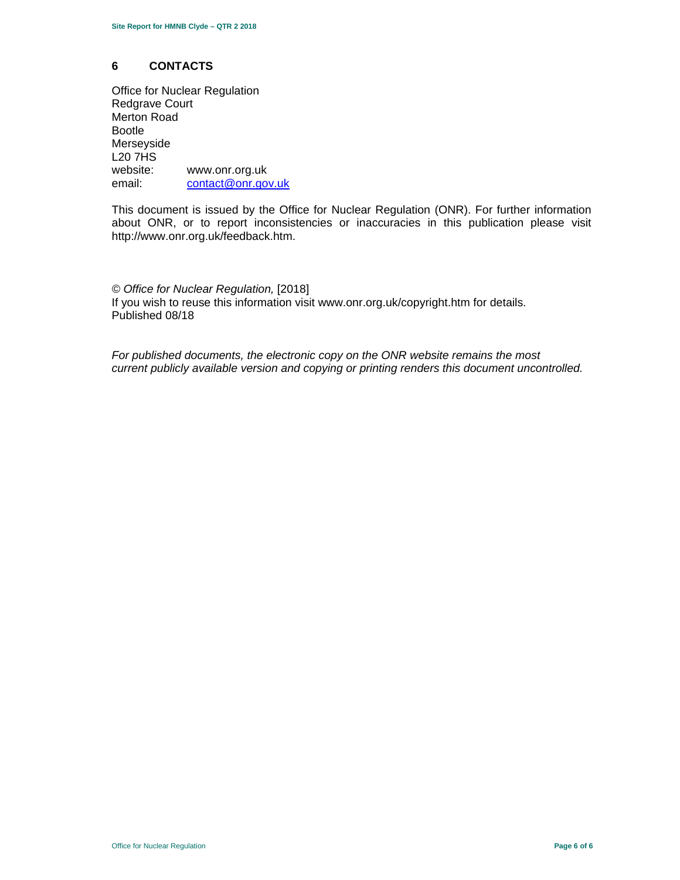## 6 CONTACTS

Office for Nuclear Regulation
Redgrave Court
Merton Road
Bootle
Merseyside
L20 7HS
website: www.onr.org.uk
email: contact@onr.gov.uk

This document is issued by the Office for Nuclear Regulation (ONR). For further information about ONR, or to report inconsistencies or inaccuracies in this publication please visit http://www.onr.org.uk/feedback.htm.

© *Office for Nuclear Regulation,* [2018]
If you wish to reuse this information visit www.onr.org.uk/copyright.htm for details.
Published 08/18

*For published documents, the electronic copy on the ONR website remains the most current publicly available version and copying or printing renders this document uncontrolled.*